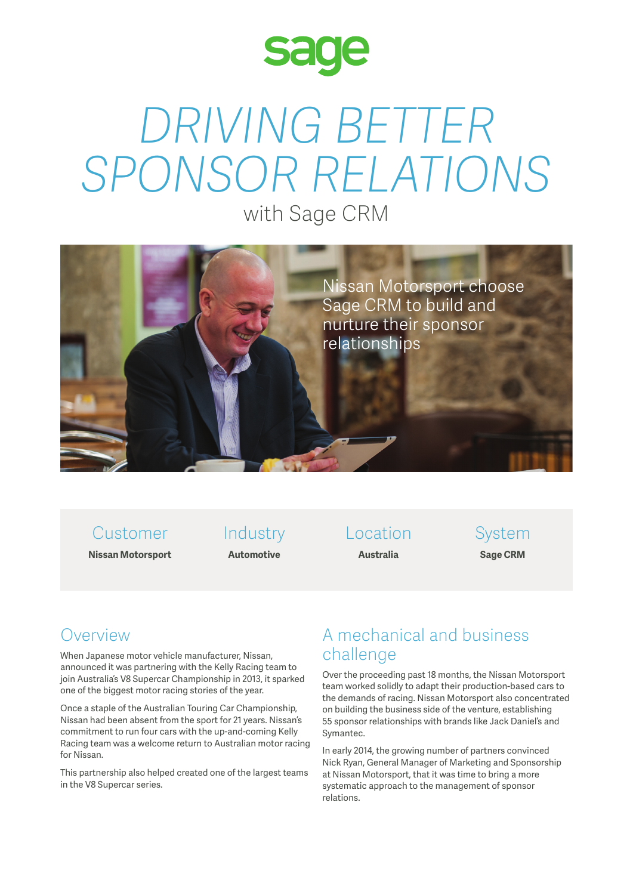sage

# DRIVING BETTER SPONSOR RELATIONS

with Sage CRM

Nissan Motorsport choose Sage CRM to build and nurture their sponsor relationships

| Customer | Industry | Location | System |
| --- | --- | --- | --- |
| **Nissan Motorsport** | **Automotive** | **Australia** | **Sage CRM** |

## Overview

When Japanese motor vehicle manufacturer, Nissan, announced it was partnering with the Kelly Racing team to join Australia's V8 Supercar Championship in 2013, it sparked one of the biggest motor racing stories of the year.

Once a staple of the Australian Touring Car Championship, Nissan had been absent from the sport for 21 years. Nissan's commitment to run four cars with the up-and-coming Kelly Racing team was a welcome return to Australian motor racing for Nissan.

This partnership also helped created one of the largest teams in the V8 Supercar series.

## A mechanical and business challenge

Over the proceeding past 18 months, the Nissan Motorsport team worked solidly to adapt their production-based cars to the demands of racing. Nissan Motorsport also concentrated on building the business side of the venture, establishing 55 sponsor relationships with brands like Jack Daniel's and Symantec.

In early 2014, the growing number of partners convinced Nick Ryan, General Manager of Marketing and Sponsorship at Nissan Motorsport, that it was time to bring a more systematic approach to the management of sponsor relations.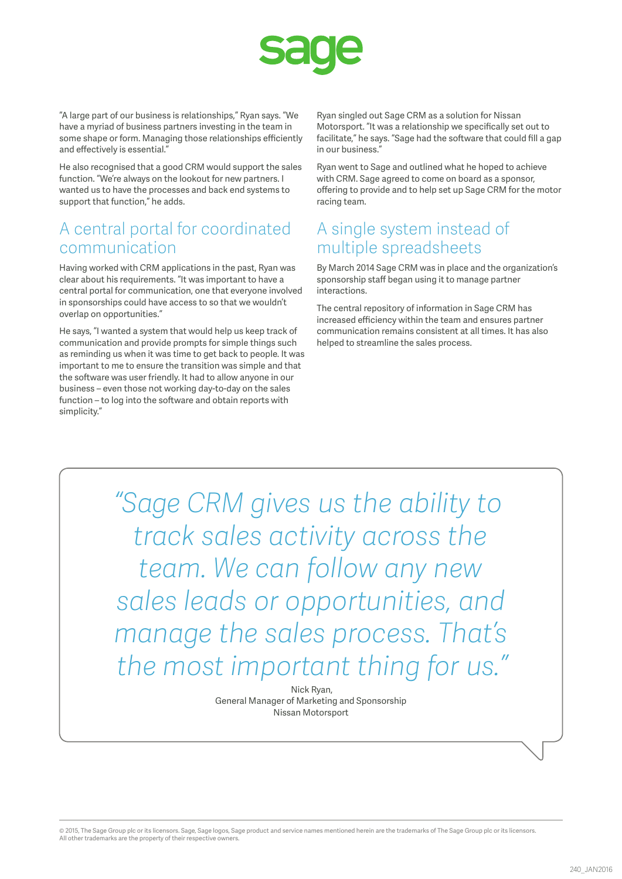“A large part of our business is relationships,” Ryan says. “We have a myriad of business partners investing in the team in some shape or form. Managing those relationships efficiently and effectively is essential.”

He also recognised that a good CRM would support the sales function. “We’re always on the lookout for new partners. I wanted us to have the processes and back end systems to support that function,” he adds.

## A central portal for coordinated communication

Having worked with CRM applications in the past, Ryan was clear about his requirements. “It was important to have a central portal for communication, one that everyone involved in sponsorships could have access to so that we wouldn’t overlap on opportunities.”

He says, “I wanted a system that would help us keep track of communication and provide prompts for simple things such as reminding us when it was time to get back to people. It was important to me to ensure the transition was simple and that the software was user friendly. It had to allow anyone in our business – even those not working day-to-day on the sales function – to log into the software and obtain reports with simplicity.”

Ryan singled out Sage CRM as a solution for Nissan Motorsport. “It was a relationship we specifically set out to facilitate,” he says. “Sage had the software that could fill a gap in our business.”

Ryan went to Sage and outlined what he hoped to achieve with CRM. Sage agreed to come on board as a sponsor, offering to provide and to help set up Sage CRM for the motor racing team.

## A single system instead of multiple spreadsheets

By March 2014 Sage CRM was in place and the organization’s sponsorship staff began using it to manage partner interactions.

The central repository of information in Sage CRM has increased efficiency within the team and ensures partner communication remains consistent at all times. It has also helped to streamline the sales process.

> *“Sage CRM gives us the ability to track sales activity across the team. We can follow any new sales leads or opportunities, and manage the sales process. That’s the most important thing for us.”*
>
> Nick Ryan,
> General Manager of Marketing and Sponsorship
> Nissan Motorsport

© 2015, The Sage Group plc or its licensors. Sage, Sage logos, Sage product and service names mentioned herein are the trademarks of The Sage Group plc or its licensors. All other trademarks are the property of their respective owners.

240_JAN2016